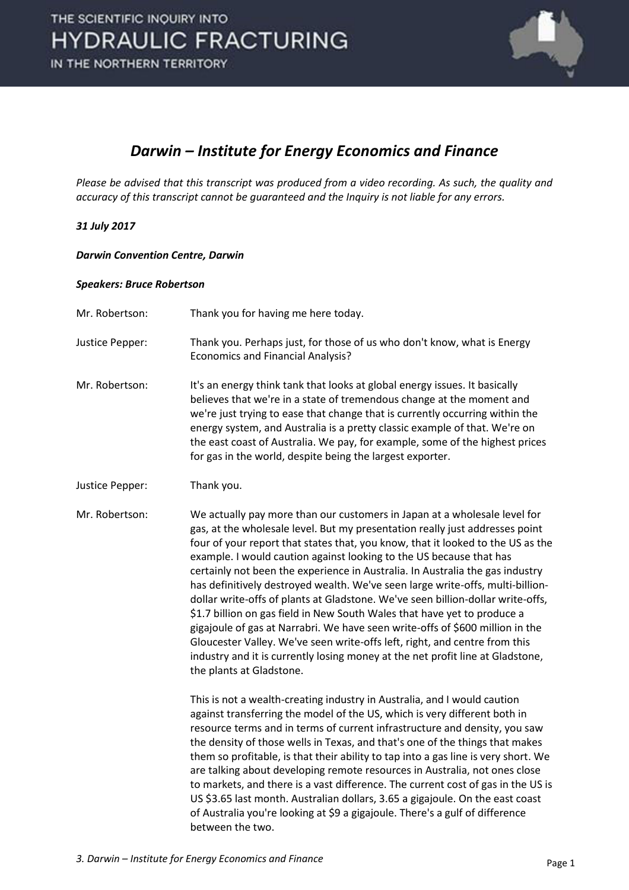THE SCIENTIFIC INQUIRY INTO
HYDRAULIC FRACTURING
IN THE NORTHERN TERRITORY

# *Darwin – Institute for Energy Economics and Finance*

*Please be advised that this transcript was produced from a video recording. As such, the quality and accuracy of this transcript cannot be guaranteed and the Inquiry is not liable for any errors.*

***31 July 2017***

***Darwin Convention Centre, Darwin***

***Speakers: Bruce Robertson***

| | |
|---|---|
| Mr. Robertson: | Thank you for having me here today. |
| Justice Pepper: | Thank you. Perhaps just, for those of us who don't know, what is Energy Economics and Financial Analysis? |
| Mr. Robertson: | It's an energy think tank that looks at global energy issues. It basically believes that we're in a state of tremendous change at the moment and we're just trying to ease that change that is currently occurring within the energy system, and Australia is a pretty classic example of that. We're on the east coast of Australia. We pay, for example, some of the highest prices for gas in the world, despite being the largest exporter. |
| Justice Pepper: | Thank you. |
| Mr. Robertson: | We actually pay more than our customers in Japan at a wholesale level for gas, at the wholesale level. But my presentation really just addresses point four of your report that states that, you know, that it looked to the US as the example. I would caution against looking to the US because that has certainly not been the experience in Australia. In Australia the gas industry has definitively destroyed wealth. We've seen large write-offs, multi-billion-dollar write-offs of plants at Gladstone. We've seen billion-dollar write-offs, \$1.7 billion on gas field in New South Wales that have yet to produce a gigajoule of gas at Narrabri. We have seen write-offs of \$600 million in the Gloucester Valley. We've seen write-offs left, right, and centre from this industry and it is currently losing money at the net profit line at Gladstone, the plants at Gladstone.<br><br>This is not a wealth-creating industry in Australia, and I would caution against transferring the model of the US, which is very different both in resource terms and in terms of current infrastructure and density, you saw the density of those wells in Texas, and that's one of the things that makes them so profitable, is that their ability to tap into a gas line is very short. We are talking about developing remote resources in Australia, not ones close to markets, and there is a vast difference. The current cost of gas in the US is US \$3.65 last month. Australian dollars, 3.65 a gigajoule. On the east coast of Australia you're looking at \$9 a gigajoule. There's a gulf of difference between the two. |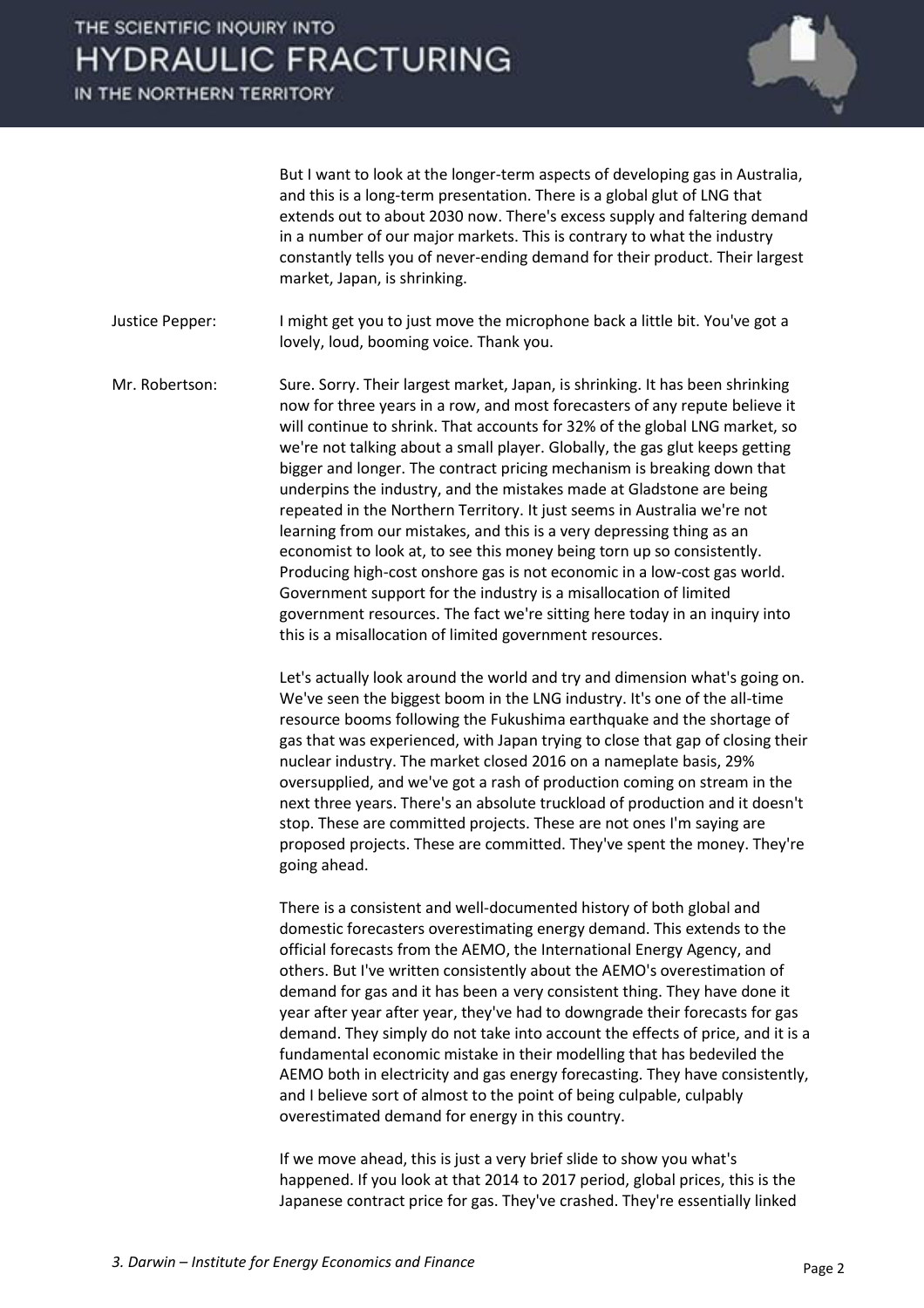But I want to look at the longer-term aspects of developing gas in Australia, and this is a long-term presentation. There is a global glut of LNG that extends out to about 2030 now. There's excess supply and faltering demand in a number of our major markets. This is contrary to what the industry constantly tells you of never-ending demand for their product. Their largest market, Japan, is shrinking.

Justice Pepper: I might get you to just move the microphone back a little bit. You've got a lovely, loud, booming voice. Thank you.

Mr. Robertson: Sure. Sorry. Their largest market, Japan, is shrinking. It has been shrinking now for three years in a row, and most forecasters of any repute believe it will continue to shrink. That accounts for 32% of the global LNG market, so we're not talking about a small player. Globally, the gas glut keeps getting bigger and longer. The contract pricing mechanism is breaking down that underpins the industry, and the mistakes made at Gladstone are being repeated in the Northern Territory. It just seems in Australia we're not learning from our mistakes, and this is a very depressing thing as an economist to look at, to see this money being torn up so consistently. Producing high-cost onshore gas is not economic in a low-cost gas world. Government support for the industry is a misallocation of limited government resources. The fact we're sitting here today in an inquiry into this is a misallocation of limited government resources.

Let's actually look around the world and try and dimension what's going on. We've seen the biggest boom in the LNG industry. It's one of the all-time resource booms following the Fukushima earthquake and the shortage of gas that was experienced, with Japan trying to close that gap of closing their nuclear industry. The market closed 2016 on a nameplate basis, 29% oversupplied, and we've got a rash of production coming on stream in the next three years. There's an absolute truckload of production and it doesn't stop. These are committed projects. These are not ones I'm saying are proposed projects. These are committed. They've spent the money. They're going ahead.

There is a consistent and well-documented history of both global and domestic forecasters overestimating energy demand. This extends to the official forecasts from the AEMO, the International Energy Agency, and others. But I've written consistently about the AEMO's overestimation of demand for gas and it has been a very consistent thing. They have done it year after year after year, they've had to downgrade their forecasts for gas demand. They simply do not take into account the effects of price, and it is a fundamental economic mistake in their modelling that has bedeviled the AEMO both in electricity and gas energy forecasting. They have consistently, and I believe sort of almost to the point of being culpable, culpably overestimated demand for energy in this country.

If we move ahead, this is just a very brief slide to show you what's happened. If you look at that 2014 to 2017 period, global prices, this is the Japanese contract price for gas. They've crashed. They're essentially linked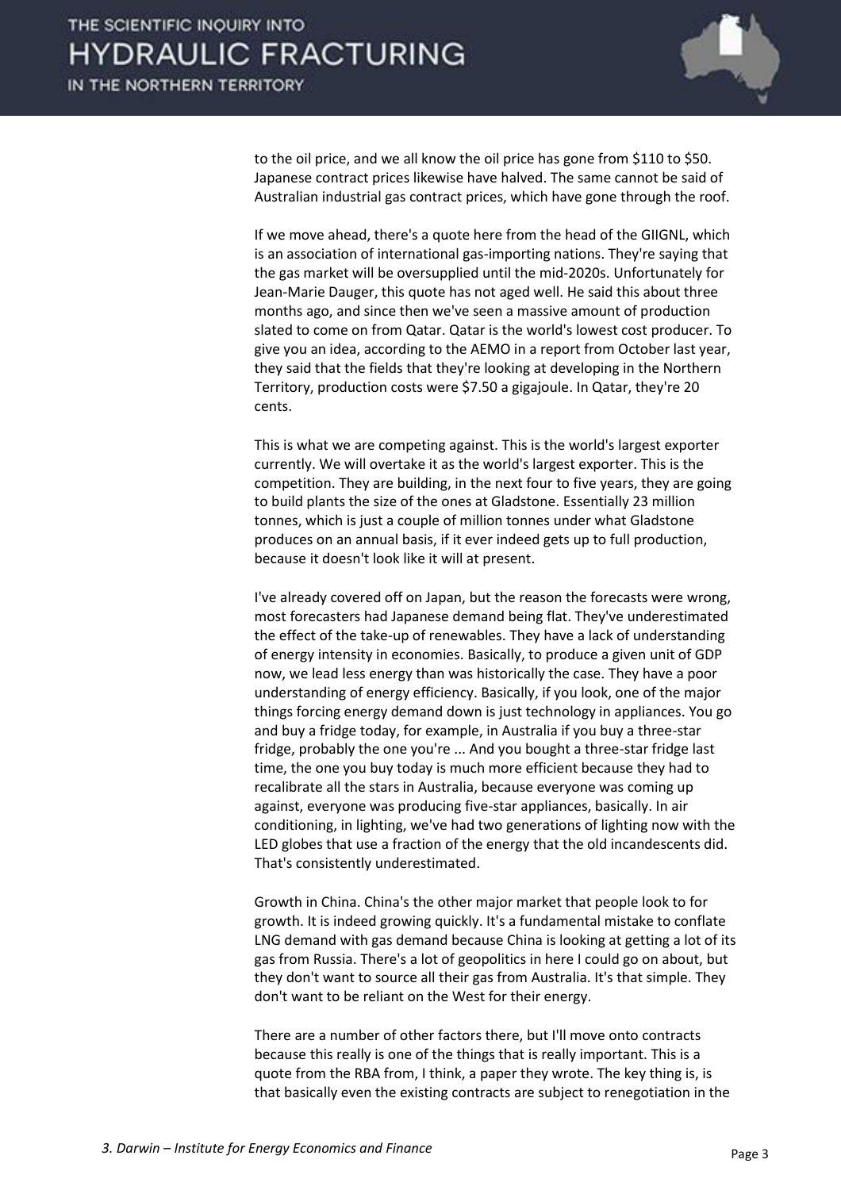to the oil price, and we all know the oil price has gone from $110 to $50. Japanese contract prices likewise have halved. The same cannot be said of Australian industrial gas contract prices, which have gone through the roof.

If we move ahead, there's a quote here from the head of the GIIGNL, which is an association of international gas-importing nations. They're saying that the gas market will be oversupplied until the mid-2020s. Unfortunately for Jean-Marie Dauger, this quote has not aged well. He said this about three months ago, and since then we've seen a massive amount of production slated to come on from Qatar. Qatar is the world's lowest cost producer. To give you an idea, according to the AEMO in a report from October last year, they said that the fields that they're looking at developing in the Northern Territory, production costs were $7.50 a gigajoule. In Qatar, they're 20 cents.

This is what we are competing against. This is the world's largest exporter currently. We will overtake it as the world's largest exporter. This is the competition. They are building, in the next four to five years, they are going to build plants the size of the ones at Gladstone. Essentially 23 million tonnes, which is just a couple of million tonnes under what Gladstone produces on an annual basis, if it ever indeed gets up to full production, because it doesn't look like it will at present.

I've already covered off on Japan, but the reason the forecasts were wrong, most forecasters had Japanese demand being flat. They've underestimated the effect of the take-up of renewables. They have a lack of understanding of energy intensity in economies. Basically, to produce a given unit of GDP now, we lead less energy than was historically the case. They have a poor understanding of energy efficiency. Basically, if you look, one of the major things forcing energy demand down is just technology in appliances. You go and buy a fridge today, for example, in Australia if you buy a three-star fridge, probably the one you're ... And you bought a three-star fridge last time, the one you buy today is much more efficient because they had to recalibrate all the stars in Australia, because everyone was coming up against, everyone was producing five-star appliances, basically. In air conditioning, in lighting, we've had two generations of lighting now with the LED globes that use a fraction of the energy that the old incandescents did. That's consistently underestimated.

Growth in China. China's the other major market that people look to for growth. It is indeed growing quickly. It's a fundamental mistake to conflate LNG demand with gas demand because China is looking at getting a lot of its gas from Russia. There's a lot of geopolitics in here I could go on about, but they don't want to source all their gas from Australia. It's that simple. They don't want to be reliant on the West for their energy.

There are a number of other factors there, but I'll move onto contracts because this really is one of the things that is really important. This is a quote from the RBA from, I think, a paper they wrote. The key thing is, is that basically even the existing contracts are subject to renegotiation in the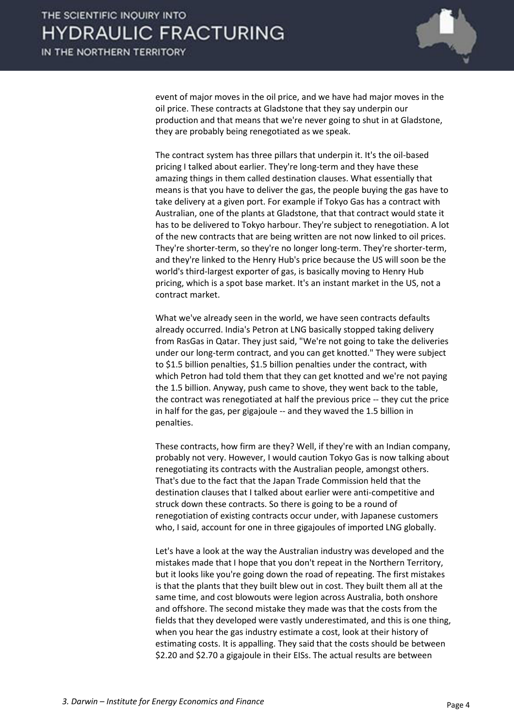event of major moves in the oil price, and we have had major moves in the oil price. These contracts at Gladstone that they say underpin our production and that means that we're never going to shut in at Gladstone, they are probably being renegotiated as we speak.

The contract system has three pillars that underpin it. It's the oil-based pricing I talked about earlier. They're long-term and they have these amazing things in them called destination clauses. What essentially that means is that you have to deliver the gas, the people buying the gas have to take delivery at a given port. For example if Tokyo Gas has a contract with Australian, one of the plants at Gladstone, that that contract would state it has to be delivered to Tokyo harbour. They're subject to renegotiation. A lot of the new contracts that are being written are not now linked to oil prices. They're shorter-term, so they're no longer long-term. They're shorter-term, and they're linked to the Henry Hub's price because the US will soon be the world's third-largest exporter of gas, is basically moving to Henry Hub pricing, which is a spot base market. It's an instant market in the US, not a contract market.

What we've already seen in the world, we have seen contracts defaults already occurred. India's Petron at LNG basically stopped taking delivery from RasGas in Qatar. They just said, "We're not going to take the deliveries under our long-term contract, and you can get knotted." They were subject to $1.5 billion penalties, $1.5 billion penalties under the contract, with which Petron had told them that they can get knotted and we're not paying the 1.5 billion. Anyway, push came to shove, they went back to the table, the contract was renegotiated at half the previous price -- they cut the price in half for the gas, per gigajoule -- and they waved the 1.5 billion in penalties.

These contracts, how firm are they? Well, if they're with an Indian company, probably not very. However, I would caution Tokyo Gas is now talking about renegotiating its contracts with the Australian people, amongst others. That's due to the fact that the Japan Trade Commission held that the destination clauses that I talked about earlier were anti-competitive and struck down these contracts. So there is going to be a round of renegotiation of existing contracts occur under, with Japanese customers who, I said, account for one in three gigajoules of imported LNG globally.

Let's have a look at the way the Australian industry was developed and the mistakes made that I hope that you don't repeat in the Northern Territory, but it looks like you're going down the road of repeating. The first mistakes is that the plants that they built blew out in cost. They built them all at the same time, and cost blowouts were legion across Australia, both onshore and offshore. The second mistake they made was that the costs from the fields that they developed were vastly underestimated, and this is one thing, when you hear the gas industry estimate a cost, look at their history of estimating costs. It is appalling. They said that the costs should be between $2.20 and $2.70 a gigajoule in their EISs. The actual results are between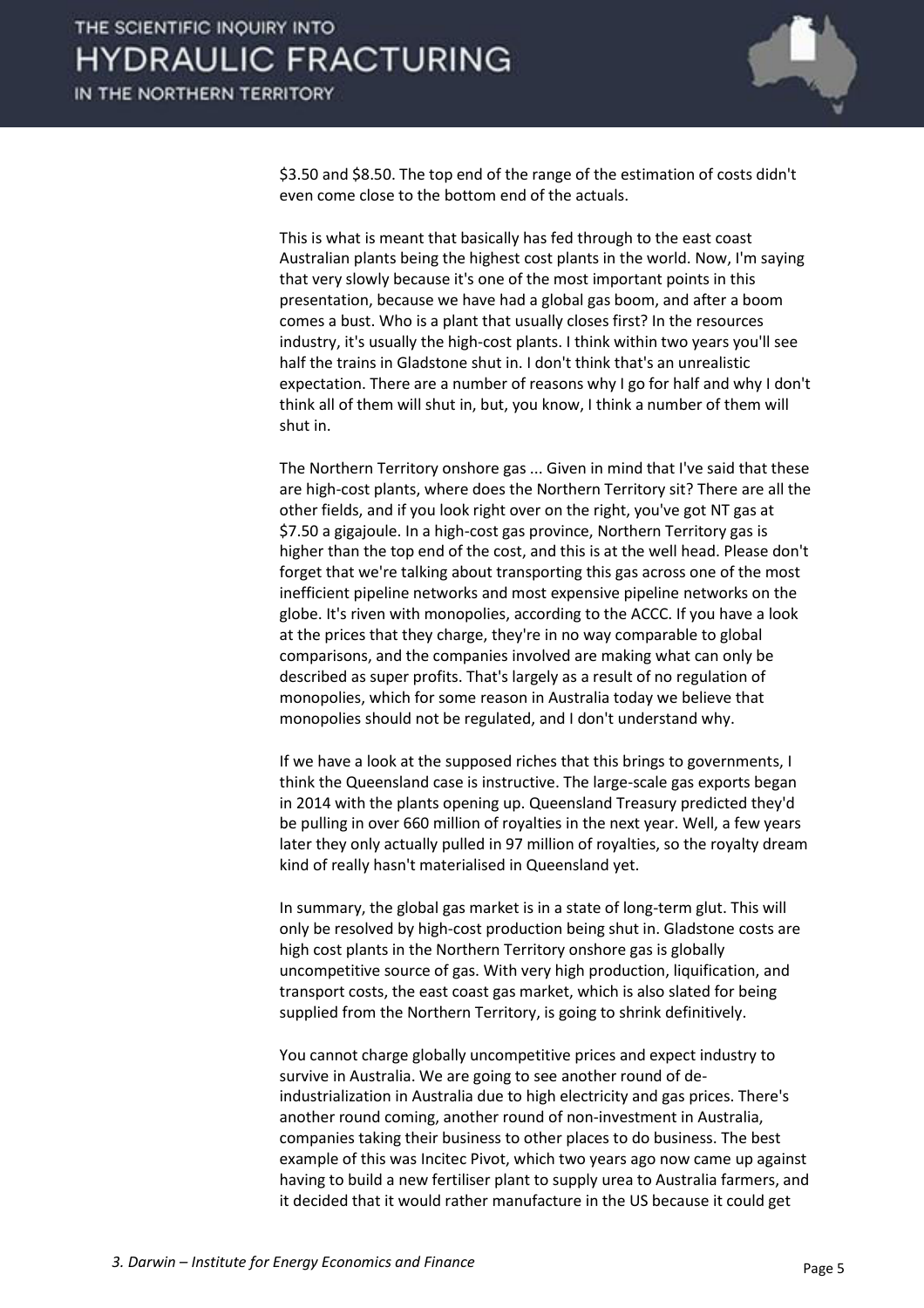$3.50 and $8.50. The top end of the range of the estimation of costs didn't even come close to the bottom end of the actuals.

This is what is meant that basically has fed through to the east coast Australian plants being the highest cost plants in the world. Now, I'm saying that very slowly because it's one of the most important points in this presentation, because we have had a global gas boom, and after a boom comes a bust. Who is a plant that usually closes first? In the resources industry, it's usually the high-cost plants. I think within two years you'll see half the trains in Gladstone shut in. I don't think that's an unrealistic expectation. There are a number of reasons why I go for half and why I don't think all of them will shut in, but, you know, I think a number of them will shut in.

The Northern Territory onshore gas ... Given in mind that I've said that these are high-cost plants, where does the Northern Territory sit? There are all the other fields, and if you look right over on the right, you've got NT gas at $7.50 a gigajoule. In a high-cost gas province, Northern Territory gas is higher than the top end of the cost, and this is at the well head. Please don't forget that we're talking about transporting this gas across one of the most inefficient pipeline networks and most expensive pipeline networks on the globe. It's riven with monopolies, according to the ACCC. If you have a look at the prices that they charge, they're in no way comparable to global comparisons, and the companies involved are making what can only be described as super profits. That's largely as a result of no regulation of monopolies, which for some reason in Australia today we believe that monopolies should not be regulated, and I don't understand why.

If we have a look at the supposed riches that this brings to governments, I think the Queensland case is instructive. The large-scale gas exports began in 2014 with the plants opening up. Queensland Treasury predicted they'd be pulling in over 660 million of royalties in the next year. Well, a few years later they only actually pulled in 97 million of royalties, so the royalty dream kind of really hasn't materialised in Queensland yet.

In summary, the global gas market is in a state of long-term glut. This will only be resolved by high-cost production being shut in. Gladstone costs are high cost plants in the Northern Territory onshore gas is globally uncompetitive source of gas. With very high production, liquification, and transport costs, the east coast gas market, which is also slated for being supplied from the Northern Territory, is going to shrink definitively.

You cannot charge globally uncompetitive prices and expect industry to survive in Australia. We are going to see another round of de-industrialization in Australia due to high electricity and gas prices. There's another round coming, another round of non-investment in Australia, companies taking their business to other places to do business. The best example of this was Incitec Pivot, which two years ago now came up against having to build a new fertiliser plant to supply urea to Australia farmers, and it decided that it would rather manufacture in the US because it could get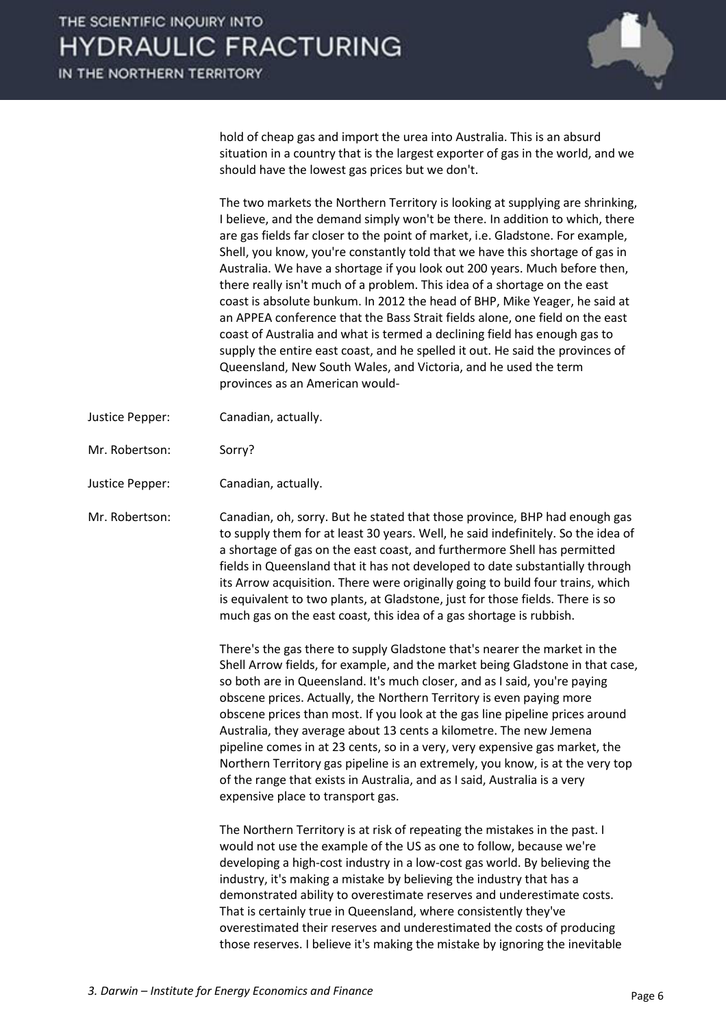hold of cheap gas and import the urea into Australia. This is an absurd situation in a country that is the largest exporter of gas in the world, and we should have the lowest gas prices but we don't.

The two markets the Northern Territory is looking at supplying are shrinking, I believe, and the demand simply won't be there. In addition to which, there are gas fields far closer to the point of market, i.e. Gladstone. For example, Shell, you know, you're constantly told that we have this shortage of gas in Australia. We have a shortage if you look out 200 years. Much before then, there really isn't much of a problem. This idea of a shortage on the east coast is absolute bunkum. In 2012 the head of BHP, Mike Yeager, he said at an APPEA conference that the Bass Strait fields alone, one field on the east coast of Australia and what is termed a declining field has enough gas to supply the entire east coast, and he spelled it out. He said the provinces of Queensland, New South Wales, and Victoria, and he used the term provinces as an American would-

Justice Pepper: Canadian, actually.

Mr. Robertson: Sorry?

Justice Pepper: Canadian, actually.

Mr. Robertson: Canadian, oh, sorry. But he stated that those province, BHP had enough gas to supply them for at least 30 years. Well, he said indefinitely. So the idea of a shortage of gas on the east coast, and furthermore Shell has permitted fields in Queensland that it has not developed to date substantially through its Arrow acquisition. There were originally going to build four trains, which is equivalent to two plants, at Gladstone, just for those fields. There is so much gas on the east coast, this idea of a gas shortage is rubbish.

There's the gas there to supply Gladstone that's nearer the market in the Shell Arrow fields, for example, and the market being Gladstone in that case, so both are in Queensland. It's much closer, and as I said, you're paying obscene prices. Actually, the Northern Territory is even paying more obscene prices than most. If you look at the gas line pipeline prices around Australia, they average about 13 cents a kilometre. The new Jemena pipeline comes in at 23 cents, so in a very, very expensive gas market, the Northern Territory gas pipeline is an extremely, you know, is at the very top of the range that exists in Australia, and as I said, Australia is a very expensive place to transport gas.

The Northern Territory is at risk of repeating the mistakes in the past. I would not use the example of the US as one to follow, because we're developing a high-cost industry in a low-cost gas world. By believing the industry, it's making a mistake by believing the industry that has a demonstrated ability to overestimate reserves and underestimate costs. That is certainly true in Queensland, where consistently they've overestimated their reserves and underestimated the costs of producing those reserves. I believe it's making the mistake by ignoring the inevitable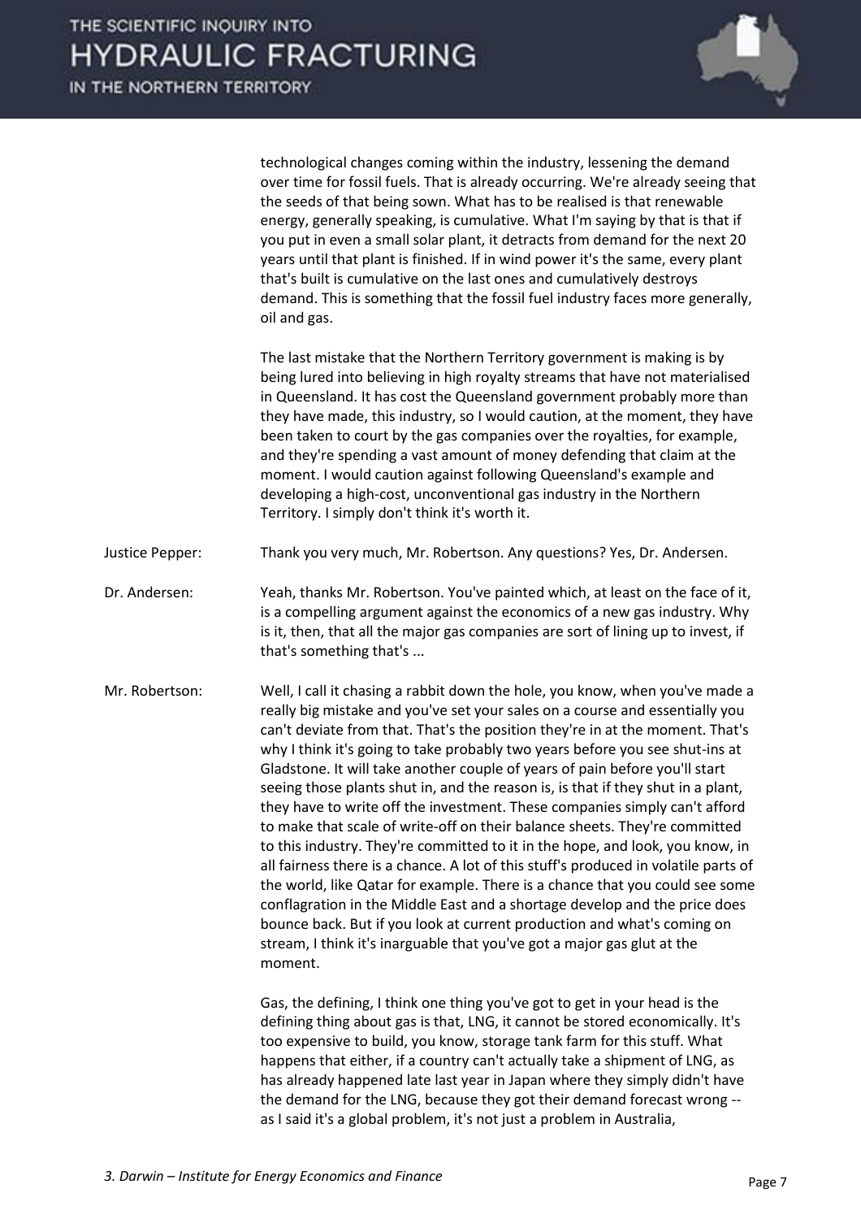technological changes coming within the industry, lessening the demand over time for fossil fuels. That is already occurring. We're already seeing that the seeds of that being sown. What has to be realised is that renewable energy, generally speaking, is cumulative. What I'm saying by that is that if you put in even a small solar plant, it detracts from demand for the next 20 years until that plant is finished. If in wind power it's the same, every plant that's built is cumulative on the last ones and cumulatively destroys demand. This is something that the fossil fuel industry faces more generally, oil and gas.

The last mistake that the Northern Territory government is making is by being lured into believing in high royalty streams that have not materialised in Queensland. It has cost the Queensland government probably more than they have made, this industry, so I would caution, at the moment, they have been taken to court by the gas companies over the royalties, for example, and they're spending a vast amount of money defending that claim at the moment. I would caution against following Queensland's example and developing a high-cost, unconventional gas industry in the Northern Territory. I simply don't think it's worth it.

Justice Pepper: Thank you very much, Mr. Robertson. Any questions? Yes, Dr. Andersen.

Dr. Andersen: Yeah, thanks Mr. Robertson. You've painted which, at least on the face of it, is a compelling argument against the economics of a new gas industry. Why is it, then, that all the major gas companies are sort of lining up to invest, if that's something that's ...

Mr. Robertson: Well, I call it chasing a rabbit down the hole, you know, when you've made a really big mistake and you've set your sales on a course and essentially you can't deviate from that. That's the position they're in at the moment. That's why I think it's going to take probably two years before you see shut-ins at Gladstone. It will take another couple of years of pain before you'll start seeing those plants shut in, and the reason is, is that if they shut in a plant, they have to write off the investment. These companies simply can't afford to make that scale of write-off on their balance sheets. They're committed to this industry. They're committed to it in the hope, and look, you know, in all fairness there is a chance. A lot of this stuff's produced in volatile parts of the world, like Qatar for example. There is a chance that you could see some conflagration in the Middle East and a shortage develop and the price does bounce back. But if you look at current production and what's coming on stream, I think it's inarguable that you've got a major gas glut at the moment.

Gas, the defining, I think one thing you've got to get in your head is the defining thing about gas is that, LNG, it cannot be stored economically. It's too expensive to build, you know, storage tank farm for this stuff. What happens that either, if a country can't actually take a shipment of LNG, as has already happened late last year in Japan where they simply didn't have the demand for the LNG, because they got their demand forecast wrong -- as I said it's a global problem, it's not just a problem in Australia,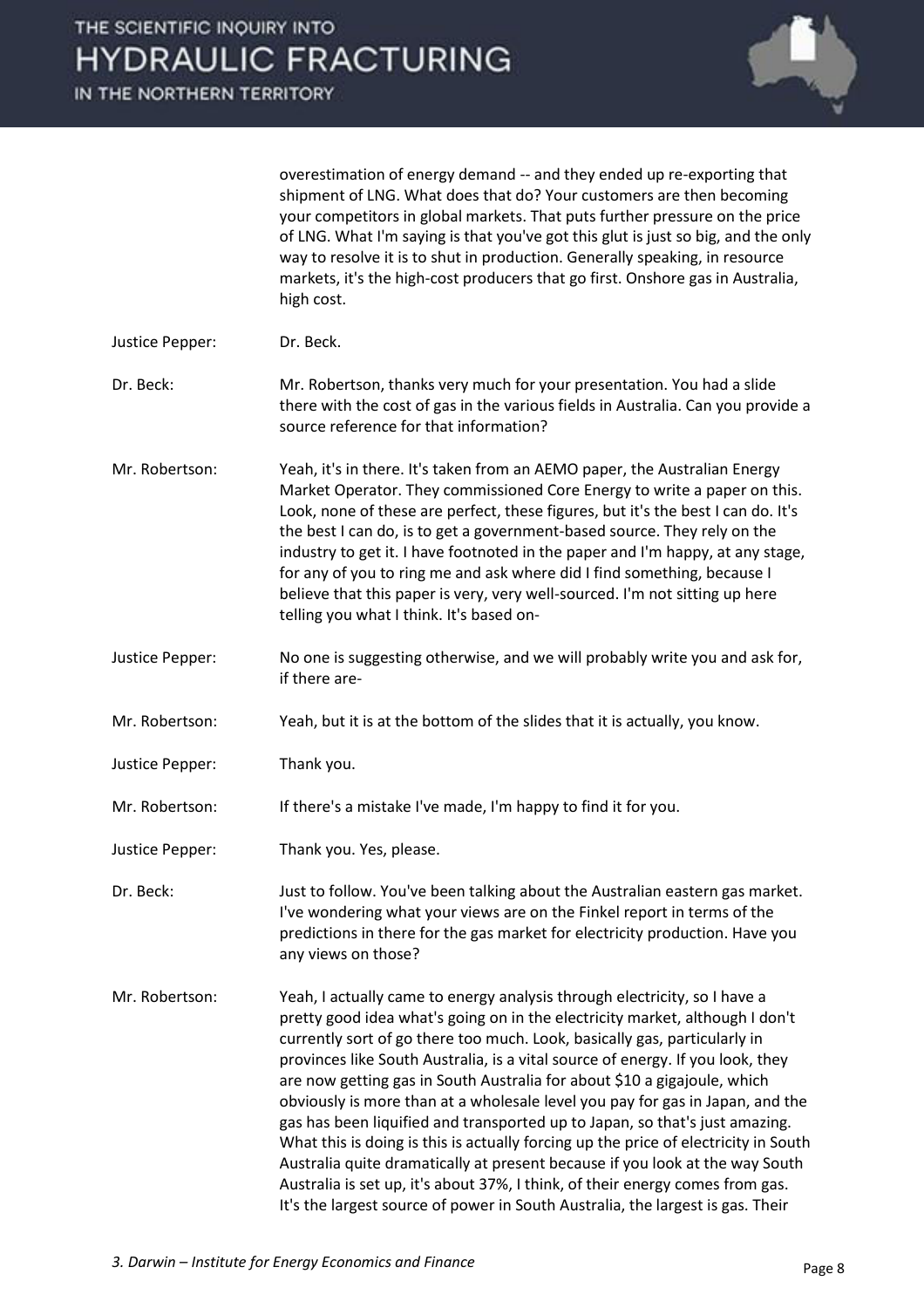overestimation of energy demand -- and they ended up re-exporting that shipment of LNG. What does that do? Your customers are then becoming your competitors in global markets. That puts further pressure on the price of LNG. What I'm saying is that you've got this glut is just so big, and the only way to resolve it is to shut in production. Generally speaking, in resource markets, it's the high-cost producers that go first. Onshore gas in Australia, high cost.

Justice Pepper: Dr. Beck.

Dr. Beck: Mr. Robertson, thanks very much for your presentation. You had a slide there with the cost of gas in the various fields in Australia. Can you provide a source reference for that information?

Mr. Robertson: Yeah, it's in there. It's taken from an AEMO paper, the Australian Energy Market Operator. They commissioned Core Energy to write a paper on this. Look, none of these are perfect, these figures, but it's the best I can do. It's the best I can do, is to get a government-based source. They rely on the industry to get it. I have footnoted in the paper and I'm happy, at any stage, for any of you to ring me and ask where did I find something, because I believe that this paper is very, very well-sourced. I'm not sitting up here telling you what I think. It's based on-

Justice Pepper: No one is suggesting otherwise, and we will probably write you and ask for, if there are-

Mr. Robertson: Yeah, but it is at the bottom of the slides that it is actually, you know.

Justice Pepper: Thank you.

Mr. Robertson: If there's a mistake I've made, I'm happy to find it for you.

Justice Pepper: Thank you. Yes, please.

Dr. Beck: Just to follow. You've been talking about the Australian eastern gas market. I've wondering what your views are on the Finkel report in terms of the predictions in there for the gas market for electricity production. Have you any views on those?

Mr. Robertson: Yeah, I actually came to energy analysis through electricity, so I have a pretty good idea what's going on in the electricity market, although I don't currently sort of go there too much. Look, basically gas, particularly in provinces like South Australia, is a vital source of energy. If you look, they are now getting gas in South Australia for about $10 a gigajoule, which obviously is more than at a wholesale level you pay for gas in Japan, and the gas has been liquified and transported up to Japan, so that's just amazing. What this is doing is this is actually forcing up the price of electricity in South Australia quite dramatically at present because if you look at the way South Australia is set up, it's about 37%, I think, of their energy comes from gas. It's the largest source of power in South Australia, the largest is gas. Their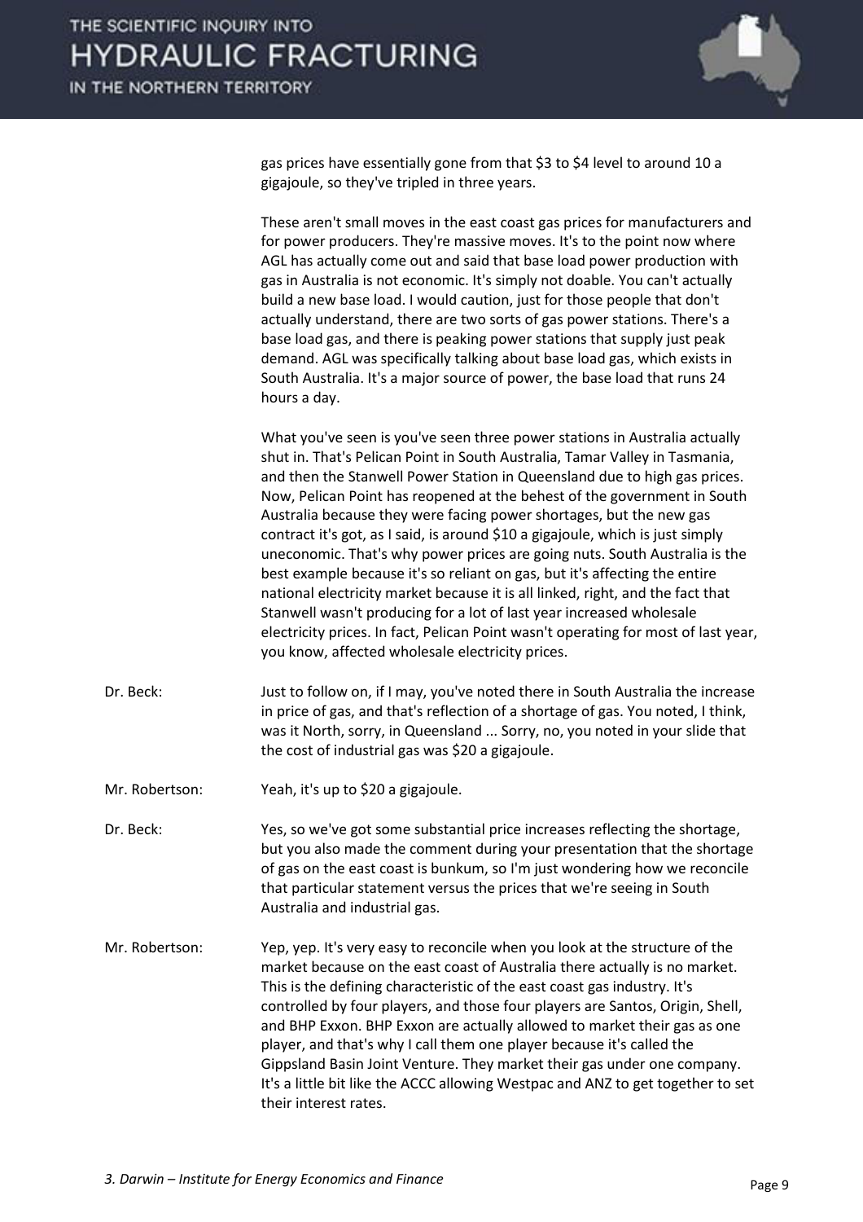gas prices have essentially gone from that $3 to $4 level to around 10 a gigajoule, so they've tripled in three years.

These aren't small moves in the east coast gas prices for manufacturers and for power producers. They're massive moves. It's to the point now where AGL has actually come out and said that base load power production with gas in Australia is not economic. It's simply not doable. You can't actually build a new base load. I would caution, just for those people that don't actually understand, there are two sorts of gas power stations. There's a base load gas, and there is peaking power stations that supply just peak demand. AGL was specifically talking about base load gas, which exists in South Australia. It's a major source of power, the base load that runs 24 hours a day.

What you've seen is you've seen three power stations in Australia actually shut in. That's Pelican Point in South Australia, Tamar Valley in Tasmania, and then the Stanwell Power Station in Queensland due to high gas prices. Now, Pelican Point has reopened at the behest of the government in South Australia because they were facing power shortages, but the new gas contract it's got, as I said, is around $10 a gigajoule, which is just simply uneconomic. That's why power prices are going nuts. South Australia is the best example because it's so reliant on gas, but it's affecting the entire national electricity market because it is all linked, right, and the fact that Stanwell wasn't producing for a lot of last year increased wholesale electricity prices. In fact, Pelican Point wasn't operating for most of last year, you know, affected wholesale electricity prices.

Dr. Beck: Just to follow on, if I may, you've noted there in South Australia the increase in price of gas, and that's reflection of a shortage of gas. You noted, I think, was it North, sorry, in Queensland ... Sorry, no, you noted in your slide that the cost of industrial gas was $20 a gigajoule.

Mr. Robertson: Yeah, it's up to $20 a gigajoule.

Dr. Beck: Yes, so we've got some substantial price increases reflecting the shortage, but you also made the comment during your presentation that the shortage of gas on the east coast is bunkum, so I'm just wondering how we reconcile that particular statement versus the prices that we're seeing in South Australia and industrial gas.

Mr. Robertson: Yep, yep. It's very easy to reconcile when you look at the structure of the market because on the east coast of Australia there actually is no market. This is the defining characteristic of the east coast gas industry. It's controlled by four players, and those four players are Santos, Origin, Shell, and BHP Exxon. BHP Exxon are actually allowed to market their gas as one player, and that's why I call them one player because it's called the Gippsland Basin Joint Venture. They market their gas under one company. It's a little bit like the ACCC allowing Westpac and ANZ to get together to set their interest rates.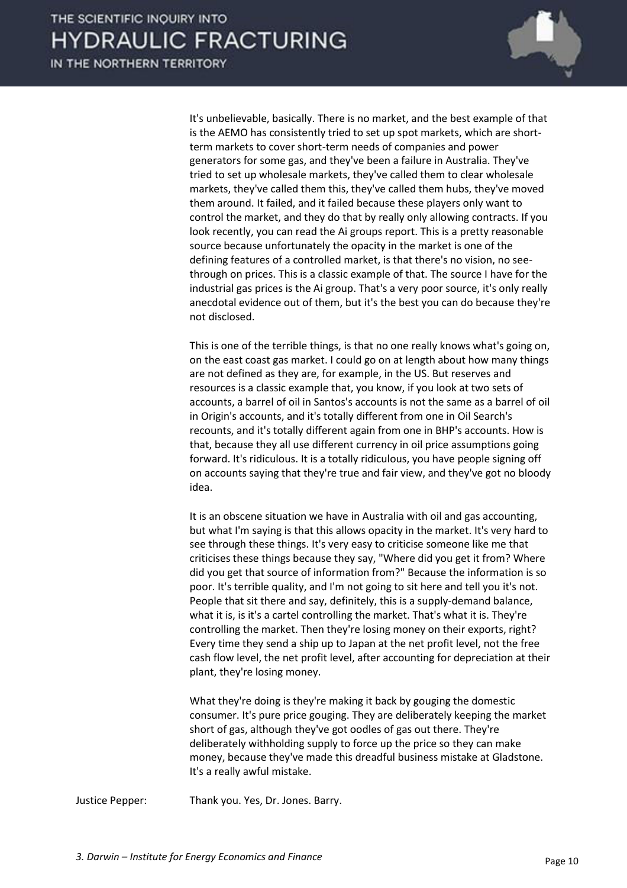It's unbelievable, basically. There is no market, and the best example of that is the AEMO has consistently tried to set up spot markets, which are short-term markets to cover short-term needs of companies and power generators for some gas, and they've been a failure in Australia. They've tried to set up wholesale markets, they've called them to clear wholesale markets, they've called them this, they've called them hubs, they've moved them around. It failed, and it failed because these players only want to control the market, and they do that by really only allowing contracts. If you look recently, you can read the Ai groups report. This is a pretty reasonable source because unfortunately the opacity in the market is one of the defining features of a controlled market, is that there's no vision, no see-through on prices. This is a classic example of that. The source I have for the industrial gas prices is the Ai group. That's a very poor source, it's only really anecdotal evidence out of them, but it's the best you can do because they're not disclosed.

This is one of the terrible things, is that no one really knows what's going on, on the east coast gas market. I could go on at length about how many things are not defined as they are, for example, in the US. But reserves and resources is a classic example that, you know, if you look at two sets of accounts, a barrel of oil in Santos's accounts is not the same as a barrel of oil in Origin's accounts, and it's totally different from one in Oil Search's recounts, and it's totally different again from one in BHP's accounts. How is that, because they all use different currency in oil price assumptions going forward. It's ridiculous. It is a totally ridiculous, you have people signing off on accounts saying that they're true and fair view, and they've got no bloody idea.

It is an obscene situation we have in Australia with oil and gas accounting, but what I'm saying is that this allows opacity in the market. It's very hard to see through these things. It's very easy to criticise someone like me that criticises these things because they say, "Where did you get it from? Where did you get that source of information from?" Because the information is so poor. It's terrible quality, and I'm not going to sit here and tell you it's not. People that sit there and say, definitely, this is a supply-demand balance, what it is, is it's a cartel controlling the market. That's what it is. They're controlling the market. Then they're losing money on their exports, right? Every time they send a ship up to Japan at the net profit level, not the free cash flow level, the net profit level, after accounting for depreciation at their plant, they're losing money.

What they're doing is they're making it back by gouging the domestic consumer. It's pure price gouging. They are deliberately keeping the market short of gas, although they've got oodles of gas out there. They're deliberately withholding supply to force up the price so they can make money, because they've made this dreadful business mistake at Gladstone. It's a really awful mistake.

Justice Pepper: Thank you. Yes, Dr. Jones. Barry.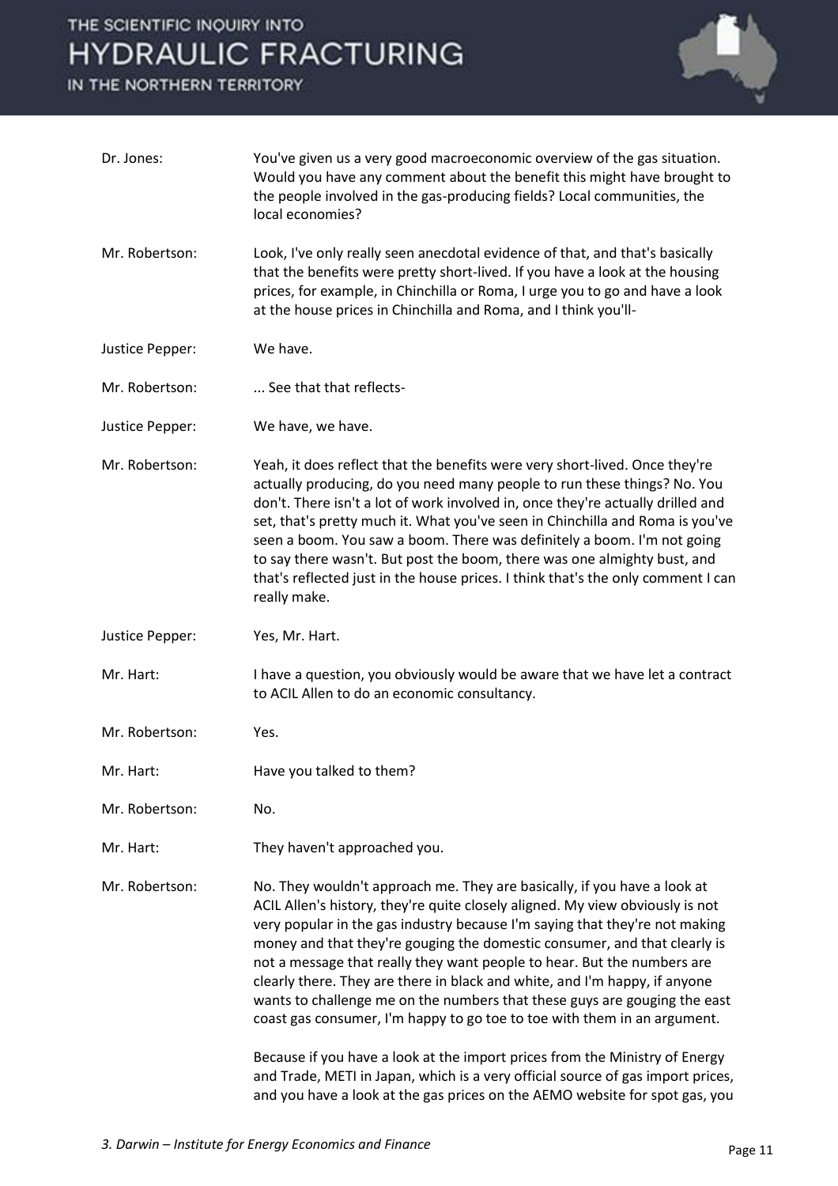Dr. Jones: You've given us a very good macroeconomic overview of the gas situation. Would you have any comment about the benefit this might have brought to the people involved in the gas-producing fields? Local communities, the local economies?

Mr. Robertson: Look, I've only really seen anecdotal evidence of that, and that's basically that the benefits were pretty short-lived. If you have a look at the housing prices, for example, in Chinchilla or Roma, I urge you to go and have a look at the house prices in Chinchilla and Roma, and I think you'll-

Justice Pepper: We have.

Mr. Robertson: ... See that that reflects-

Justice Pepper: We have, we have.

Mr. Robertson: Yeah, it does reflect that the benefits were very short-lived. Once they're actually producing, do you need many people to run these things? No. You don't. There isn't a lot of work involved in, once they're actually drilled and set, that's pretty much it. What you've seen in Chinchilla and Roma is you've seen a boom. You saw a boom. There was definitely a boom. I'm not going to say there wasn't. But post the boom, there was one almighty bust, and that's reflected just in the house prices. I think that's the only comment I can really make.

Justice Pepper: Yes, Mr. Hart.

Mr. Hart: I have a question, you obviously would be aware that we have let a contract to ACIL Allen to do an economic consultancy.

Mr. Robertson: Yes.

Mr. Hart: Have you talked to them?

Mr. Robertson: No.

Mr. Hart: They haven't approached you.

Mr. Robertson: No. They wouldn't approach me. They are basically, if you have a look at ACIL Allen's history, they're quite closely aligned. My view obviously is not very popular in the gas industry because I'm saying that they're not making money and that they're gouging the domestic consumer, and that clearly is not a message that really they want people to hear. But the numbers are clearly there. They are there in black and white, and I'm happy, if anyone wants to challenge me on the numbers that these guys are gouging the east coast gas consumer, I'm happy to go toe to toe with them in an argument.

Because if you have a look at the import prices from the Ministry of Energy and Trade, METI in Japan, which is a very official source of gas import prices, and you have a look at the gas prices on the AEMO website for spot gas, you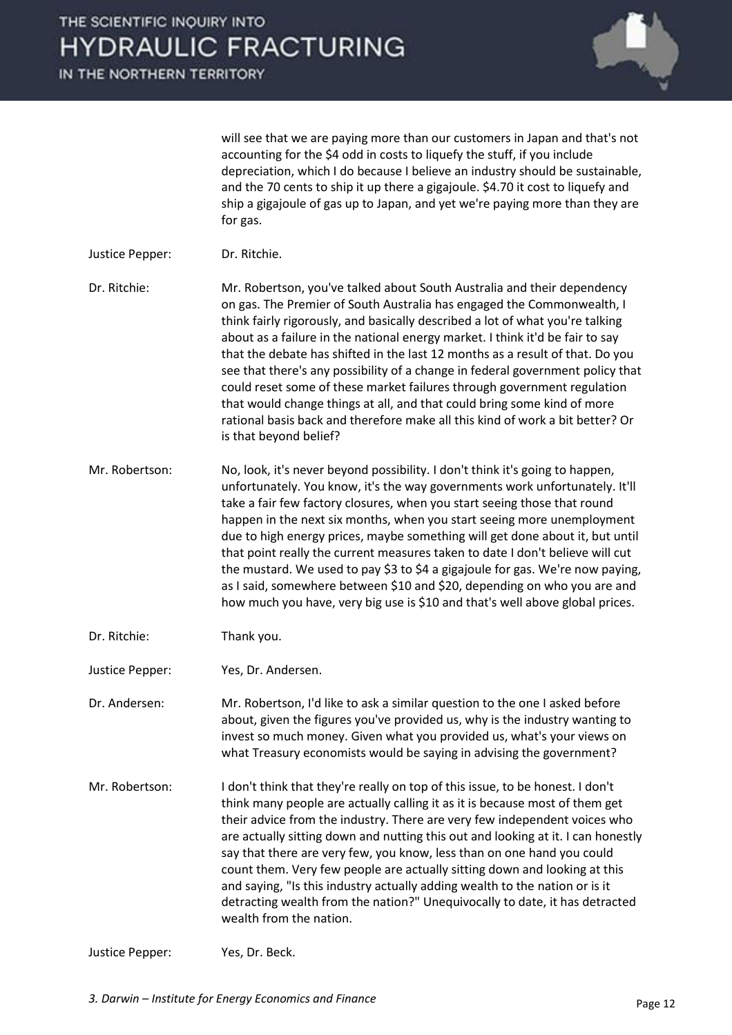will see that we are paying more than our customers in Japan and that's not accounting for the $4 odd in costs to liquefy the stuff, if you include depreciation, which I do because I believe an industry should be sustainable, and the 70 cents to ship it up there a gigajoule. $4.70 it cost to liquefy and ship a gigajoule of gas up to Japan, and yet we're paying more than they are for gas.

Justice Pepper: Dr. Ritchie.

Dr. Ritchie: Mr. Robertson, you've talked about South Australia and their dependency on gas. The Premier of South Australia has engaged the Commonwealth, I think fairly rigorously, and basically described a lot of what you're talking about as a failure in the national energy market. I think it'd be fair to say that the debate has shifted in the last 12 months as a result of that. Do you see that there's any possibility of a change in federal government policy that could reset some of these market failures through government regulation that would change things at all, and that could bring some kind of more rational basis back and therefore make all this kind of work a bit better? Or is that beyond belief?

Mr. Robertson: No, look, it's never beyond possibility. I don't think it's going to happen, unfortunately. You know, it's the way governments work unfortunately. It'll take a fair few factory closures, when you start seeing those that round happen in the next six months, when you start seeing more unemployment due to high energy prices, maybe something will get done about it, but until that point really the current measures taken to date I don't believe will cut the mustard. We used to pay $3 to $4 a gigajoule for gas. We're now paying, as I said, somewhere between $10 and $20, depending on who you are and how much you have, very big use is $10 and that's well above global prices.

Dr. Ritchie: Thank you.

Justice Pepper: Yes, Dr. Andersen.

Dr. Andersen: Mr. Robertson, I'd like to ask a similar question to the one I asked before about, given the figures you've provided us, why is the industry wanting to invest so much money. Given what you provided us, what's your views on what Treasury economists would be saying in advising the government?

Mr. Robertson: I don't think that they're really on top of this issue, to be honest. I don't think many people are actually calling it as it is because most of them get their advice from the industry. There are very few independent voices who are actually sitting down and nutting this out and looking at it. I can honestly say that there are very few, you know, less than on one hand you could count them. Very few people are actually sitting down and looking at this and saying, "Is this industry actually adding wealth to the nation or is it detracting wealth from the nation?" Unequivocally to date, it has detracted wealth from the nation.

Justice Pepper: Yes, Dr. Beck.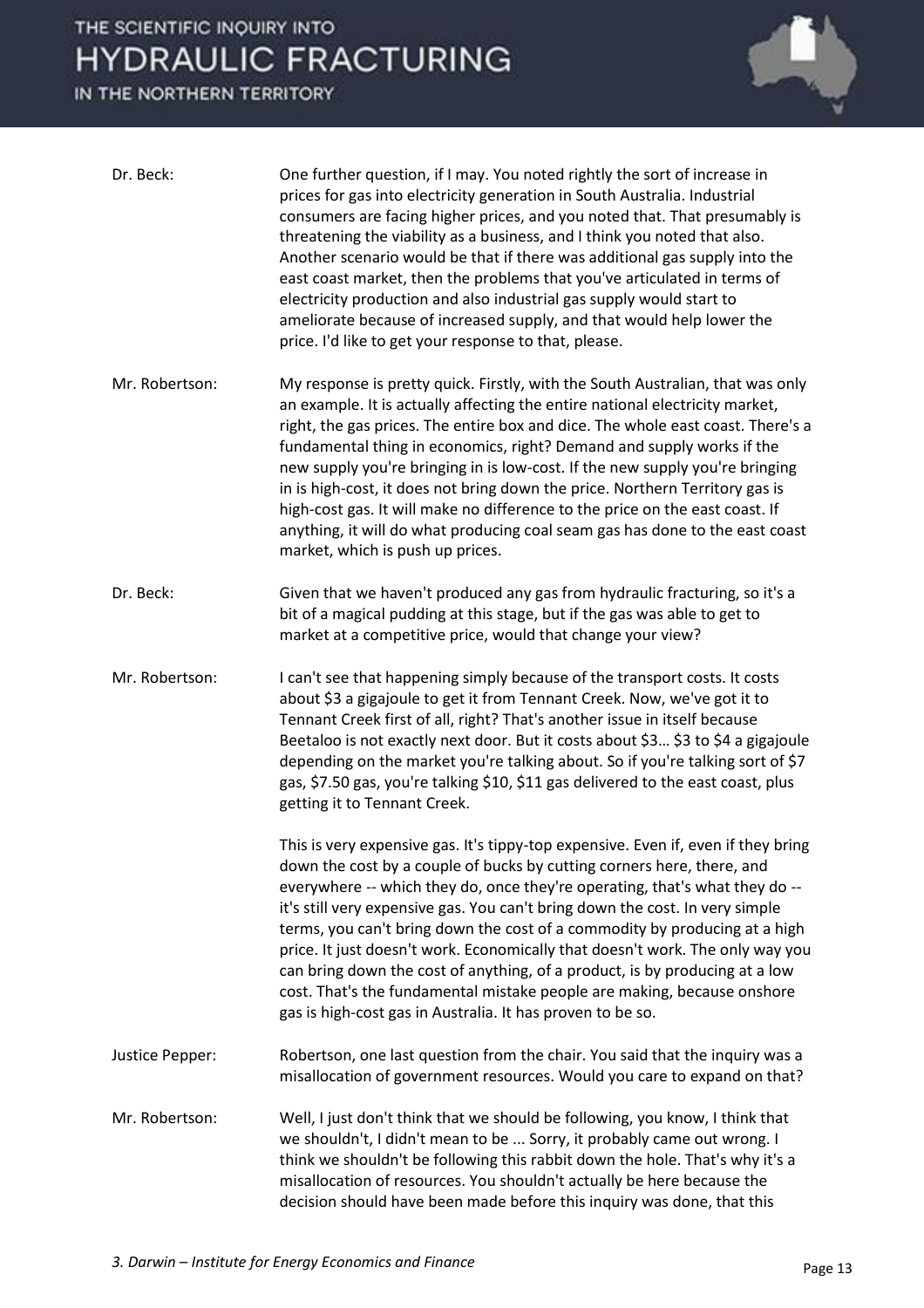| | |
|---|---|
| Dr. Beck: | One further question, if I may. You noted rightly the sort of increase in prices for gas into electricity generation in South Australia. Industrial consumers are facing higher prices, and you noted that. That presumably is threatening the viability as a business, and I think you noted that also. Another scenario would be that if there was additional gas supply into the east coast market, then the problems that you've articulated in terms of electricity production and also industrial gas supply would start to ameliorate because of increased supply, and that would help lower the price. I'd like to get your response to that, please. |
| Mr. Robertson: | My response is pretty quick. Firstly, with the South Australian, that was only an example. It is actually affecting the entire national electricity market, right, the gas prices. The entire box and dice. The whole east coast. There's a fundamental thing in economics, right? Demand and supply works if the new supply you're bringing in is low-cost. If the new supply you're bringing in is high-cost, it does not bring down the price. Northern Territory gas is high-cost gas. It will make no difference to the price on the east coast. If anything, it will do what producing coal seam gas has done to the east coast market, which is push up prices. |
| Dr. Beck: | Given that we haven't produced any gas from hydraulic fracturing, so it's a bit of a magical pudding at this stage, but if the gas was able to get to market at a competitive price, would that change your view? |
| Mr. Robertson: | I can't see that happening simply because of the transport costs. It costs about $3 a gigajoule to get it from Tennant Creek. Now, we've got it to Tennant Creek first of all, right? That's another issue in itself because Beetaloo is not exactly next door. But it costs about $3… $3 to $4 a gigajoule depending on the market you're talking about. So if you're talking sort of $7 gas, $7.50 gas, you're talking $10, $11 gas delivered to the east coast, plus getting it to Tennant Creek.<br><br>This is very expensive gas. It's tippy-top expensive. Even if, even if they bring down the cost by a couple of bucks by cutting corners here, there, and everywhere -- which they do, once they're operating, that's what they do -- it's still very expensive gas. You can't bring down the cost. In very simple terms, you can't bring down the cost of a commodity by producing at a high price. It just doesn't work. Economically that doesn't work. The only way you can bring down the cost of anything, of a product, is by producing at a low cost. That's the fundamental mistake people are making, because onshore gas is high-cost gas in Australia. It has proven to be so. |
| Justice Pepper: | Robertson, one last question from the chair. You said that the inquiry was a misallocation of government resources. Would you care to expand on that? |
| Mr. Robertson: | Well, I just don't think that we should be following, you know, I think that we shouldn't, I didn't mean to be ... Sorry, it probably came out wrong. I think we shouldn't be following this rabbit down the hole. That's why it's a misallocation of resources. You shouldn't actually be here because the decision should have been made before this inquiry was done, that this |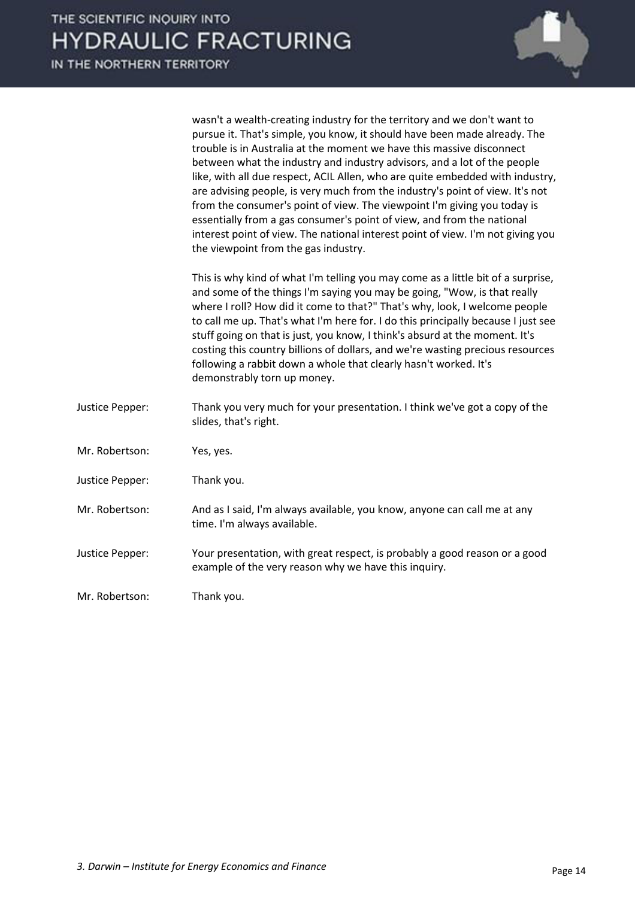wasn't a wealth-creating industry for the territory and we don't want to pursue it. That's simple, you know, it should have been made already. The trouble is in Australia at the moment we have this massive disconnect between what the industry and industry advisors, and a lot of the people like, with all due respect, ACIL Allen, who are quite embedded with industry, are advising people, is very much from the industry's point of view. It's not from the consumer's point of view. The viewpoint I'm giving you today is essentially from a gas consumer's point of view, and from the national interest point of view. The national interest point of view. I'm not giving you the viewpoint from the gas industry.

This is why kind of what I'm telling you may come as a little bit of a surprise, and some of the things I'm saying you may be going, "Wow, is that really where I roll? How did it come to that?" That's why, look, I welcome people to call me up. That's what I'm here for. I do this principally because I just see stuff going on that is just, you know, I think's absurd at the moment. It's costing this country billions of dollars, and we're wasting precious resources following a rabbit down a whole that clearly hasn't worked. It's demonstrably torn up money.

Justice Pepper: Thank you very much for your presentation. I think we've got a copy of the slides, that's right.

Mr. Robertson: Yes, yes.

Justice Pepper: Thank you.

Mr. Robertson: And as I said, I'm always available, you know, anyone can call me at any time. I'm always available.

Justice Pepper: Your presentation, with great respect, is probably a good reason or a good example of the very reason why we have this inquiry.

Mr. Robertson: Thank you.